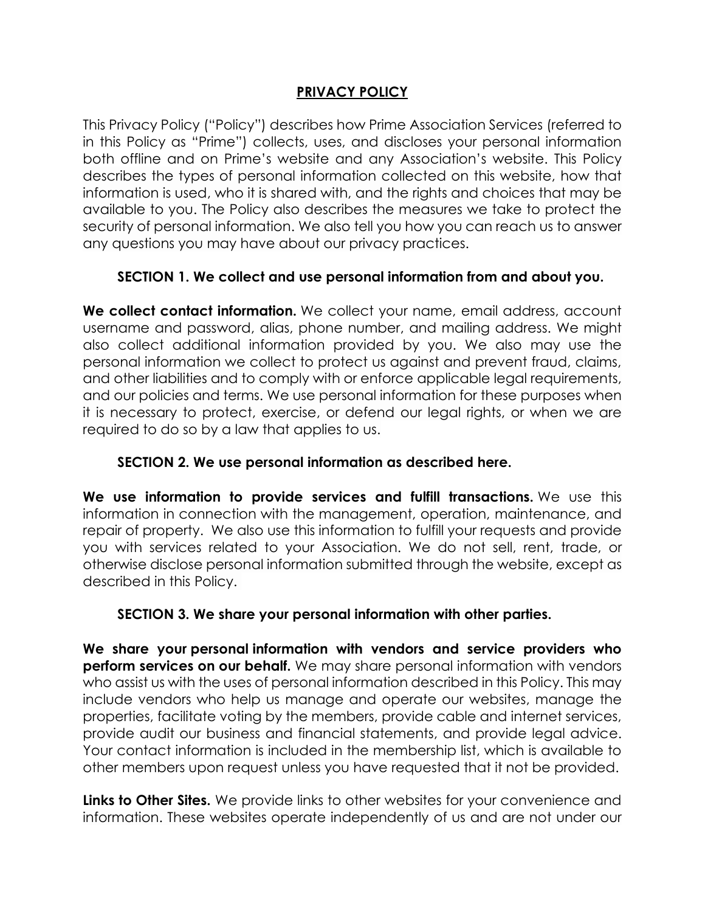# PRIVACY POLICY

This Privacy Policy ("Policy") describes how Prime Association Services (referred to in this Policy as "Prime") collects, uses, and discloses your personal information both offline and on Prime's website and any Association's website. This Policy describes the types of personal information collected on this website, how that information is used, who it is shared with, and the rights and choices that may be available to you. The Policy also describes the measures we take to protect the security of personal information. We also tell you how you can reach us to answer any questions you may have about our privacy practices.

## SECTION 1. We collect and use personal information from and about you.

**We collect contact information.** We collect your name, email address, account username and password, alias, phone number, and mailing address. We might also collect additional information provided by you. We also may use the personal information we collect to protect us against and prevent fraud, claims, and other liabilities and to comply with or enforce applicable legal requirements, and our policies and terms. We use personal information for these purposes when it is necessary to protect, exercise, or defend our legal rights, or when we are required to do so by a law that applies to us.

## SECTION 2. We use personal information as described here.

**We use information to provide services and fulfill transactions.** We use this information in connection with the management, operation, maintenance, and repair of property. We also use this information to fulfill your requests and provide you with services related to your Association. We do not sell, rent, trade, or otherwise disclose personal information submitted through the website, except as described in this Policy.

## SECTION 3. We share your personal information with other parties.

**We share your personal information with vendors and service providers who perform services on our behalf.** We may share personal information with vendors who assist us with the uses of personal information described in this Policy. This may include vendors who help us manage and operate our websites, manage the properties, facilitate voting by the members, provide cable and internet services, provide audit our business and financial statements, and provide legal advice. Your contact information is included in the membership list, which is available to other members upon request unless you have requested that it not be provided.

**Links to Other Sites.** We provide links to other websites for your convenience and information. These websites operate independently of us and are not under our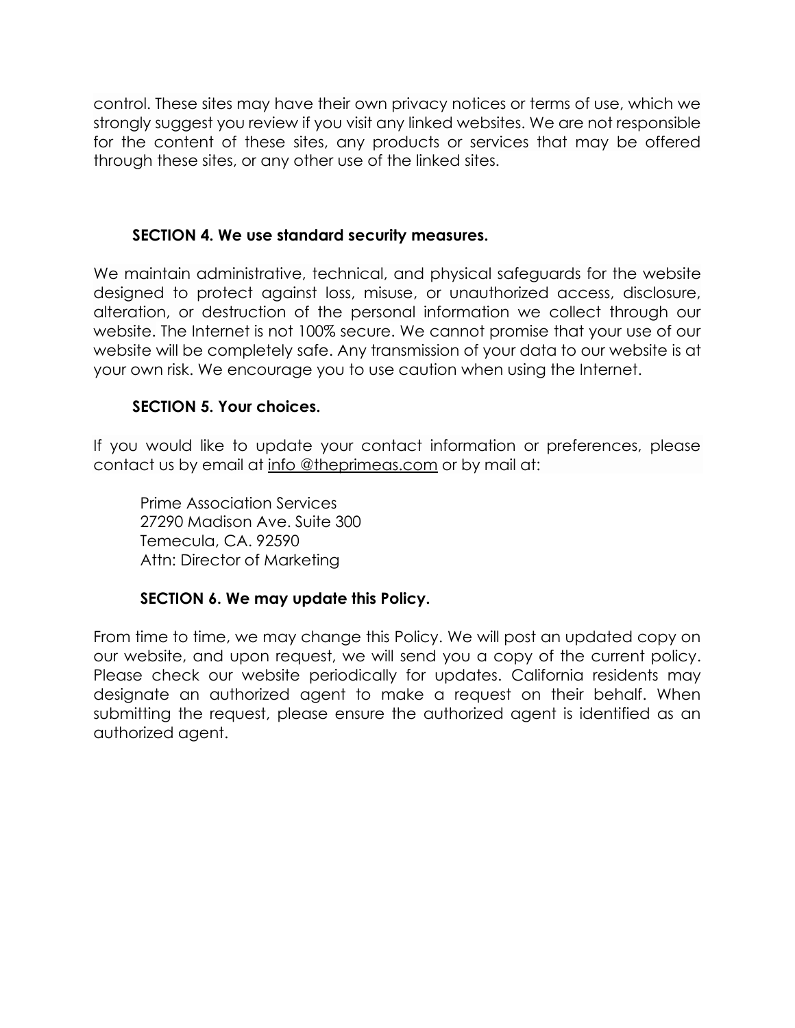control. These sites may have their own privacy notices or terms of use, which we strongly suggest you review if you visit any linked websites. We are not responsible for the content of these sites, any products or services that may be offered through these sites, or any other use of the linked sites.

### SECTION 4. We use standard security measures.

We maintain administrative, technical, and physical safeguards for the website designed to protect against loss, misuse, or unauthorized access, disclosure, alteration, or destruction of the personal information we collect through our website. The Internet is not 100% secure. We cannot promise that your use of our website will be completely safe. Any transmission of your data to our website is at your own risk. We encourage you to use caution when using the Internet.

### SECTION 5. Your choices.

If you would like to update your contact information or preferences, please contact us by email at info @theprimeas.com or by mail at:

Prime Association Services
27290 Madison Ave. Suite 300
Temecula, CA. 92590
Attn: Director of Marketing

### SECTION 6. We may update this Policy.

From time to time, we may change this Policy. We will post an updated copy on our website, and upon request, we will send you a copy of the current policy. Please check our website periodically for updates. California residents may designate an authorized agent to make a request on their behalf. When submitting the request, please ensure the authorized agent is identified as an authorized agent.